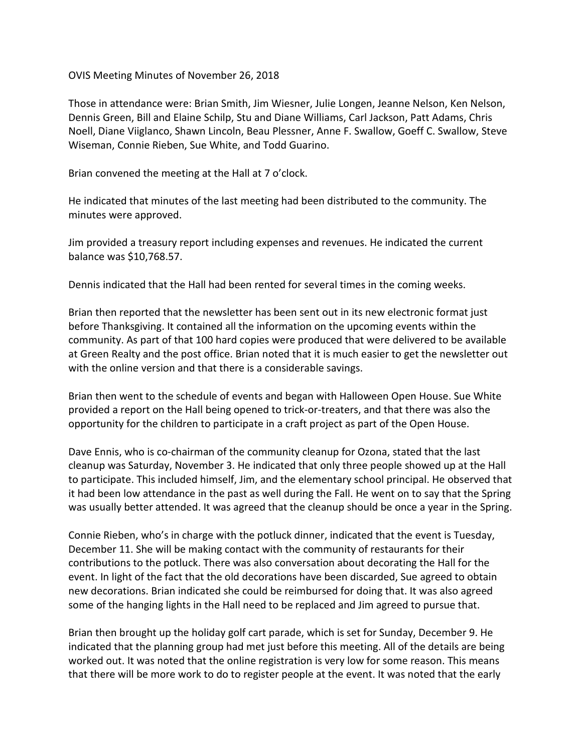OVIS Meeting Minutes of November 26, 2018

Those in attendance were: Brian Smith, Jim Wiesner, Julie Longen, Jeanne Nelson, Ken Nelson, Dennis Green, Bill and Elaine Schilp, Stu and Diane Williams, Carl Jackson, Patt Adams, Chris Noell, Diane Viiglanco, Shawn Lincoln, Beau Plessner, Anne F. Swallow, Goeff C. Swallow, Steve Wiseman, Connie Rieben, Sue White, and Todd Guarino.

Brian convened the meeting at the Hall at 7 o'clock.

He indicated that minutes of the last meeting had been distributed to the community. The minutes were approved.

Jim provided a treasury report including expenses and revenues. He indicated the current balance was $10,768.57.

Dennis indicated that the Hall had been rented for several times in the coming weeks.

Brian then reported that the newsletter has been sent out in its new electronic format just before Thanksgiving. It contained all the information on the upcoming events within the community. As part of that 100 hard copies were produced that were delivered to be available at Green Realty and the post office. Brian noted that it is much easier to get the newsletter out with the online version and that there is a considerable savings.

Brian then went to the schedule of events and began with Halloween Open House. Sue White provided a report on the Hall being opened to trick-or-treaters, and that there was also the opportunity for the children to participate in a craft project as part of the Open House.

Dave Ennis, who is co-chairman of the community cleanup for Ozona, stated that the last cleanup was Saturday, November 3. He indicated that only three people showed up at the Hall to participate. This included himself, Jim, and the elementary school principal. He observed that it had been low attendance in the past as well during the Fall. He went on to say that the Spring was usually better attended. It was agreed that the cleanup should be once a year in the Spring.

Connie Rieben, who's in charge with the potluck dinner, indicated that the event is Tuesday, December 11. She will be making contact with the community of restaurants for their contributions to the potluck. There was also conversation about decorating the Hall for the event. In light of the fact that the old decorations have been discarded, Sue agreed to obtain new decorations. Brian indicated she could be reimbursed for doing that. It was also agreed some of the hanging lights in the Hall need to be replaced and Jim agreed to pursue that.

Brian then brought up the holiday golf cart parade, which is set for Sunday, December 9. He indicated that the planning group had met just before this meeting. All of the details are being worked out. It was noted that the online registration is very low for some reason. This means that there will be more work to do to register people at the event. It was noted that the early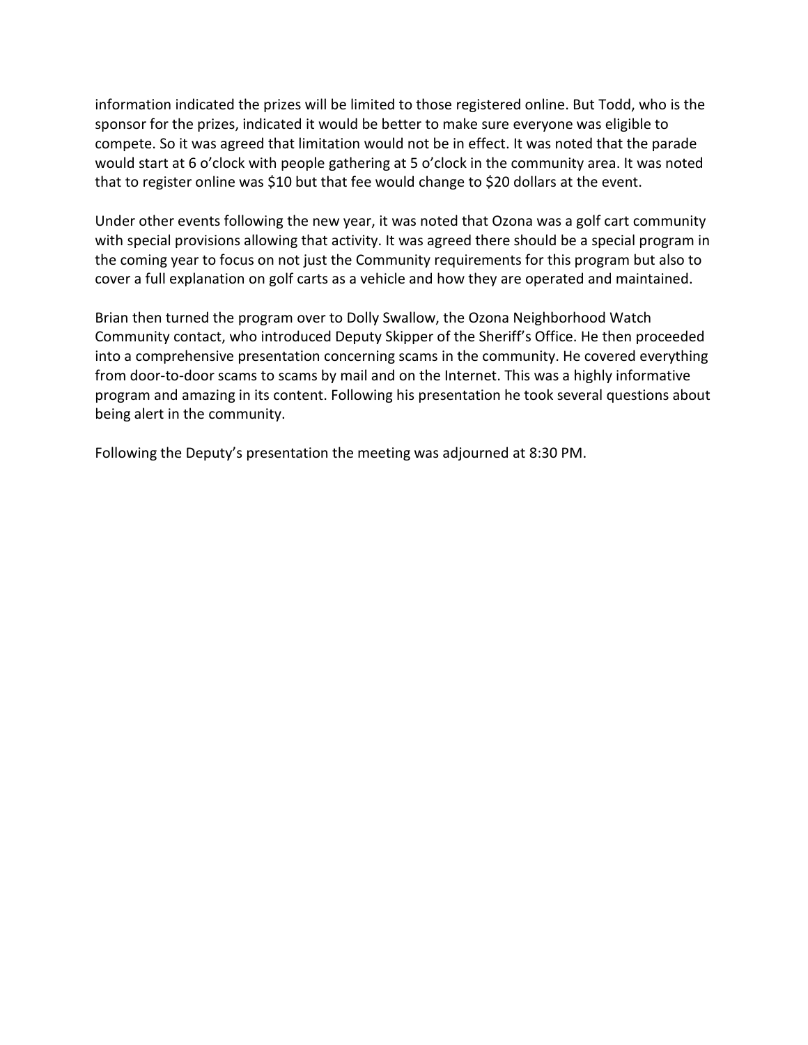information indicated the prizes will be limited to those registered online. But Todd, who is the sponsor for the prizes, indicated it would be better to make sure everyone was eligible to compete. So it was agreed that limitation would not be in effect. It was noted that the parade would start at 6 o'clock with people gathering at 5 o'clock in the community area. It was noted that to register online was $10 but that fee would change to $20 dollars at the event.

Under other events following the new year, it was noted that Ozona was a golf cart community with special provisions allowing that activity. It was agreed there should be a special program in the coming year to focus on not just the Community requirements for this program but also to cover a full explanation on golf carts as a vehicle and how they are operated and maintained.

Brian then turned the program over to Dolly Swallow, the Ozona Neighborhood Watch Community contact, who introduced Deputy Skipper of the Sheriff's Office. He then proceeded into a comprehensive presentation concerning scams in the community. He covered everything from door-to-door scams to scams by mail and on the Internet. This was a highly informative program and amazing in its content. Following his presentation he took several questions about being alert in the community.

Following the Deputy's presentation the meeting was adjourned at 8:30 PM.